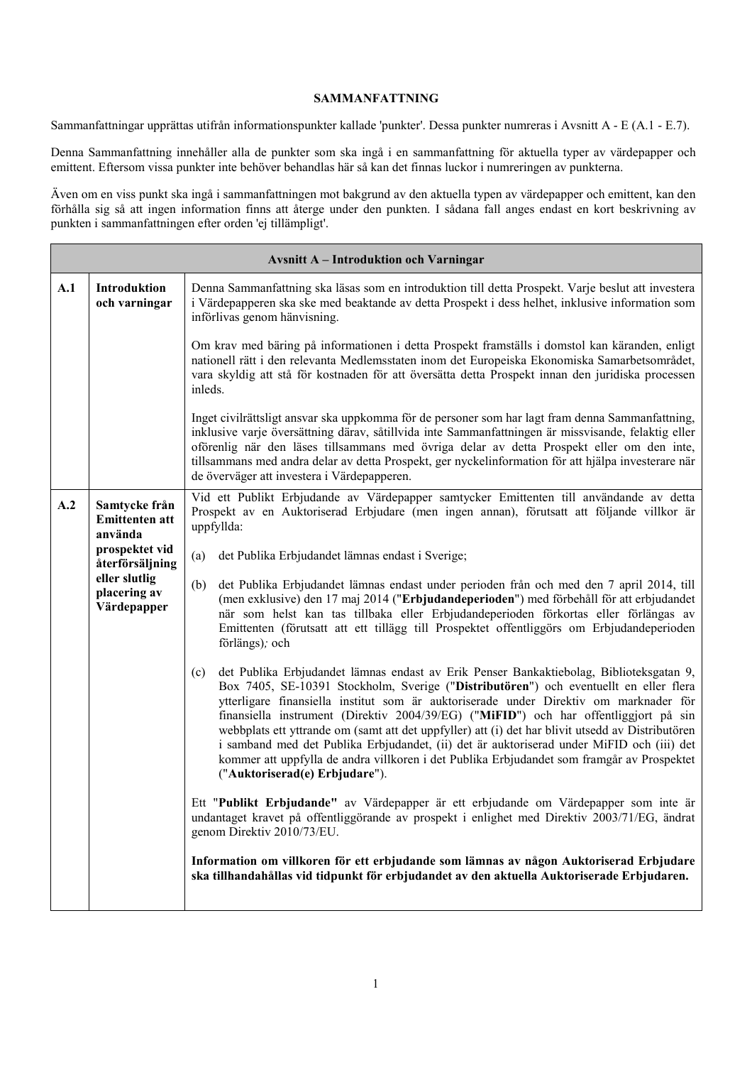# SAMMANFATTNING

Sammanfattningar upprättas utifrån informationspunkter kallade 'punkter'. Dessa punkter numreras i Avsnitt A - E (A.1 - E.7).

Denna Sammanfattning innehåller alla de punkter som ska ingå i en sammanfattning för aktuella typer av värdepapper och emittent. Eftersom vissa punkter inte behöver behandlas här så kan det finnas luckor i numreringen av punkterna.

Även om en viss punkt ska ingå i sammanfattningen mot bakgrund av den aktuella typen av värdepapper och emittent, kan den förhålla sig så att ingen information finns att återge under den punkten. I sådana fall anges endast en kort beskrivning av punkten i sammanfattningen efter orden 'ej tillämpligt'.

| **Avsnitt A – Introduktion och Varningar** | | |
|---|---|---|
| **A.1** | **Introduktion och varningar** | Denna Sammanfattning ska läsas som en introduktion till detta Prospekt. Varje beslut att investera i Värdepapperen ska ske med beaktande av detta Prospekt i dess helhet, inklusive information som införlivas genom hänvisning.<br><br>Om krav med bäring på informationen i detta Prospekt framställs i domstol kan käranden, enligt nationell rätt i den relevanta Medlemsstaten inom det Europeiska Ekonomiska Samarbetsområdet, vara skyldig att stå för kostnaden för att översätta detta Prospekt innan den juridiska processen inleds.<br><br>Inget civilrättsligt ansvar ska uppkomma för de personer som har lagt fram denna Sammanfattning, inklusive varje översättning därav, såtillvida inte Sammanfattningen är missvisande, felaktig eller oförenlig när den läses tillsammans med övriga delar av detta Prospekt eller om den inte, tillsammans med andra delar av detta Prospekt, ger nyckelinformation för att hjälpa investerare när de överväger att investera i Värdepapperen. |
| **A.2** | **Samtycke från Emittenten att använda prospektet vid återförsäljning eller slutlig placering av Värdepapper** | Vid ett Publikt Erbjudande av Värdepapper samtycker Emittenten till användande av detta Prospekt av en Auktoriserad Erbjudare (men ingen annan), förutsatt att följande villkor är uppfyllda:<br><br>(a) det Publika Erbjudandet lämnas endast i Sverige;<br><br>(b) det Publika Erbjudandet lämnas endast under perioden från och med den 7 april 2014, till (men exklusive) den 17 maj 2014 ("**Erbjudandeperioden**") med förbehåll för att erbjudandet när som helst kan tas tillbaka eller Erbjudandeperioden förkortas eller förlängas av Emittenten (förutsatt att ett tillägg till Prospektet offentliggörs om Erbjudandeperioden förlängs)*;* och<br><br>(c) det Publika Erbjudandet lämnas endast av Erik Penser Bankaktiebolag, Biblioteksgatan 9, Box 7405, SE-10391 Stockholm, Sverige ("**Distributören**") och eventuellt en eller flera ytterligare finansiella institut som är auktoriserade under Direktiv om marknader för finansiella instrument (Direktiv 2004/39/EG) ("**MiFID**") och har offentliggjort på sin webbplats ett yttrande om (samt att det uppfyller) att (i) det har blivit utsedd av Distributören i samband med det Publika Erbjudandet, (ii) det är auktoriserad under MiFID och (iii) det kommer att uppfylla de andra villkoren i det Publika Erbjudandet som framgår av Prospektet ("**Auktoriserad(e) Erbjudare**").<br><br>Ett "**Publikt Erbjudande**" av Värdepapper är ett erbjudande om Värdepapper som inte är undantaget kravet på offentliggörande av prospekt i enlighet med Direktiv 2003/71/EG, ändrat genom Direktiv 2010/73/EU.<br><br>**Information om villkoren för ett erbjudande som lämnas av någon Auktoriserad Erbjudare ska tillhandahållas vid tidpunkt för erbjudandet av den aktuella Auktoriserade Erbjudaren.** |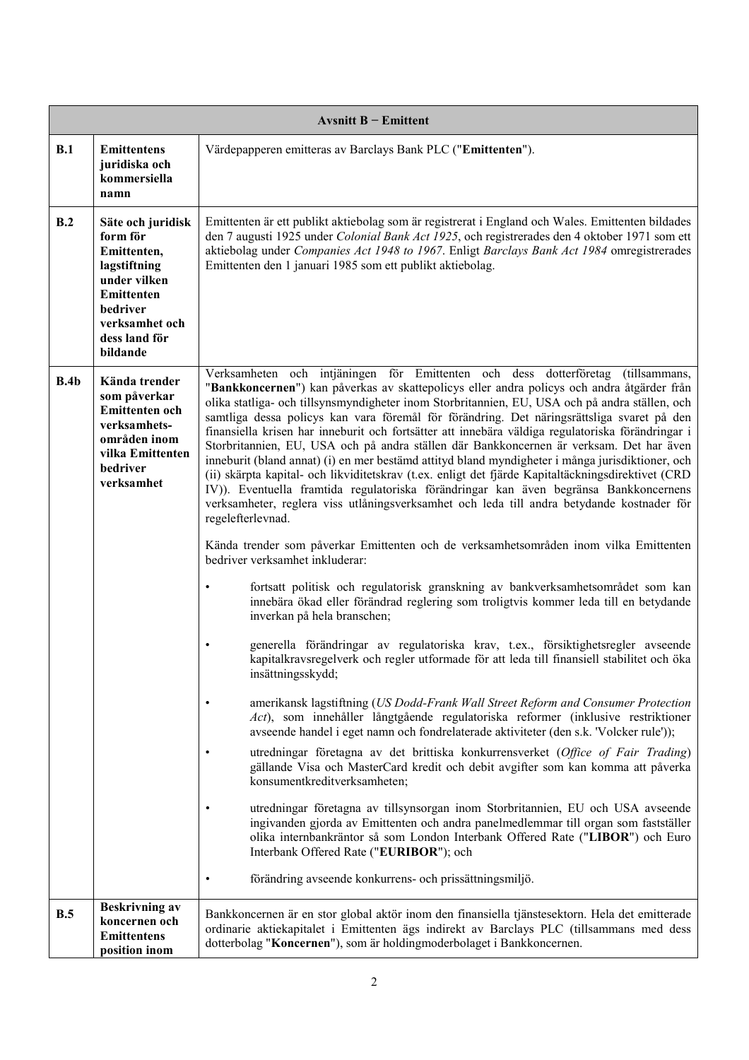| Avsnitt B − Emittent | | |
|---|---|---|
| **B.1** | **Emittentens juridiska och kommersiella namn** | Värdepapperen emitteras av Barclays Bank PLC ("**Emittenten**"). |
| **B.2** | **Säte och juridisk form för Emittenten, lagstiftning under vilken Emittenten bedriver verksamhet och dess land för bildande** | Emittenten är ett publikt aktiebolag som är registrerat i England och Wales. Emittenten bildades den 7 augusti 1925 under *Colonial Bank Act 1925*, och registrerades den 4 oktober 1971 som ett aktiebolag under *Companies Act 1948 to 1967*. Enligt *Barclays Bank Act 1984* omregistrerades Emittenten den 1 januari 1985 som ett publikt aktiebolag. |
| **B.4b** | **Kända trender som påverkar Emittenten och verksamhets-områden inom vilka Emittenten bedriver verksamhet** | Verksamheten och intjäningen för Emittenten och dess dotterföretag (tillsammans, "**Bankkoncernen**") kan påverkas av skattepolicys eller andra policys och andra åtgärder från olika statliga- och tillsynsmyndigheter inom Storbritannien, EU, USA och på andra ställen, och samtliga dessa policys kan vara föremål för förändring. Det näringsrättsliga svaret på den finansiella krisen har inneburit och fortsätter att innebära väldiga regulatoriska förändringar i Storbritannien, EU, USA och på andra ställen där Bankkoncernen är verksam. Det har även inneburit (bland annat) (i) en mer bestämd attityd bland myndigheter i många jurisdiktioner, och (ii) skärpta kapital- och likviditetskrav (t.ex. enligt det fjärde Kapitaltäckningsdirektivet (CRD IV)). Eventuella framtida regulatoriska förändringar kan även begränsa Bankkoncernens verksamheter, reglera viss utlåningsverksamhet och leda till andra betydande kostnader för regelefterlevnad.<br><br>Kända trender som påverkar Emittenten och de verksamhetsområden inom vilka Emittenten bedriver verksamhet inkluderar:<br><br>• fortsatt politisk och regulatorisk granskning av bankverksamhetsområdet som kan innebära ökad eller förändrad reglering som troligtvis kommer leda till en betydande inverkan på hela branschen;<br><br>• generella förändringar av regulatoriska krav, t.ex., försiktighetsregler avseende kapitalkravsregelverk och regler utformade för att leda till finansiell stabilitet och öka insättningsskydd;<br><br>• amerikansk lagstiftning (*US Dodd-Frank Wall Street Reform and Consumer Protection Act*), som innehåller långtgående regulatoriska reformer (inklusive restriktioner avseende handel i eget namn och fondrelaterade aktiviteter (den s.k. 'Volcker rule'));<br><br>• utredningar företagna av det brittiska konkurrensverket (*Office of Fair Trading*) gällande Visa och MasterCard kredit och debit avgifter som kan komma att påverka konsumentkreditverksamheten;<br><br>• utredningar företagna av tillsynsorgan inom Storbritannien, EU och USA avseende ingivanden gjorda av Emittenten och andra panelmedlemmar till organ som fastställer olika internbankräntor så som London Interbank Offered Rate ("**LIBOR**") och Euro Interbank Offered Rate ("**EURIBOR**"); och<br><br>• förändring avseende konkurrens- och prissättningsmiljö. |
| **B.5** | **Beskrivning av koncernen och Emittentens position inom** | Bankkoncernen är en stor global aktör inom den finansiella tjänstesektorn. Hela det emitterade ordinarie aktiekapitalet i Emittenten ägs indirekt av Barclays PLC (tillsammans med dess dotterbolag "**Koncernen**"), som är holdingmoderbolaget i Bankkoncernen. |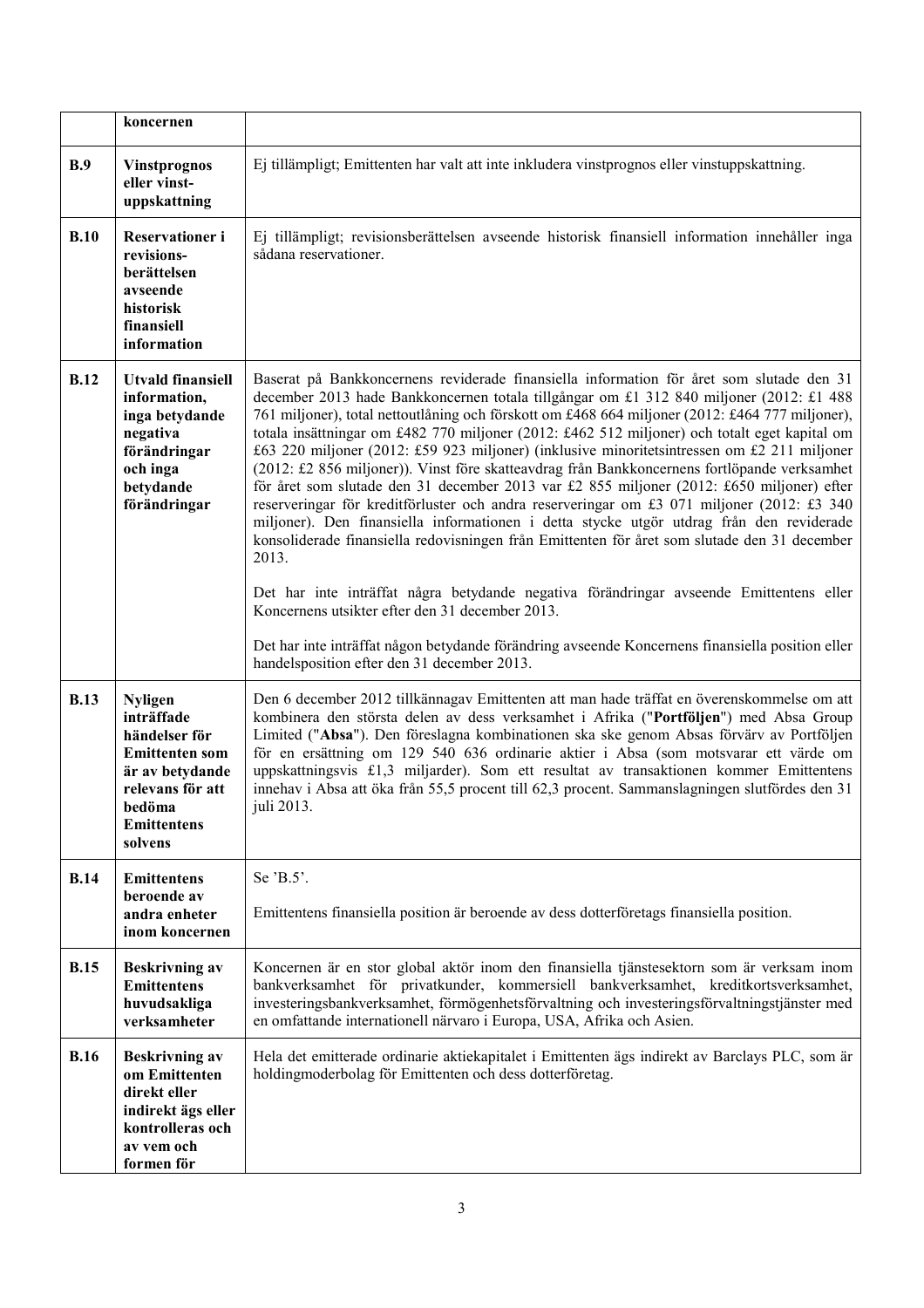| | | |
|---|---|---|
| | **koncernen** | |
| **B.9** | **Vinstprognos eller vinst-uppskattning** | Ej tillämpligt; Emittenten har valt att inte inkludera vinstprognos eller vinstuppskattning. |
| **B.10** | **Reservationer i revisions-berättelsen avseende historisk finansiell information** | Ej tillämpligt; revisionsberättelsen avseende historisk finansiell information innehåller inga sådana reservationer. |
| **B.12** | **Utvald finansiell information, inga betydande negativa förändringar och inga betydande förändringar** | Baserat på Bankkoncernens reviderade finansiella information för året som slutade den 31 december 2013 hade Bankkoncernen totala tillgångar om £1 312 840 miljoner (2012: £1 488 761 miljoner), total nettoutlåning och förskott om £468 664 miljoner (2012: £464 777 miljoner), totala insättningar om £482 770 miljoner (2012: £462 512 miljoner) och totalt eget kapital om £63 220 miljoner (2012: £59 923 miljoner) (inklusive minoritetsintressen om £2 211 miljoner (2012: £2 856 miljoner)). Vinst före skatteavdrag från Bankkoncernens fortlöpande verksamhet för året som slutade den 31 december 2013 var £2 855 miljoner (2012: £650 miljoner) efter reserveringar för kreditförluster och andra reserveringar om £3 071 miljoner (2012: £3 340 miljoner). Den finansiella informationen i detta stycke utgör utdrag från den reviderade konsoliderade finansiella redovisningen från Emittenten för året som slutade den 31 december 2013.<br><br>Det har inte inträffat några betydande negativa förändringar avseende Emittentens eller Koncernens utsikter efter den 31 december 2013.<br><br>Det har inte inträffat någon betydande förändring avseende Koncernens finansiella position eller handelsposition efter den 31 december 2013. |
| **B.13** | **Nyligen inträffade händelser för Emittenten som är av betydande relevans för att bedöma Emittentens solvens** | Den 6 december 2012 tillkännagav Emittenten att man hade träffat en överenskommelse om att kombinera den största delen av dess verksamhet i Afrika ("**Portföljen**") med Absa Group Limited ("**Absa**"). Den föreslagna kombinationen ska ske genom Absas förvärv av Portföljen för en ersättning om 129 540 636 ordinarie aktier i Absa (som motsvarar ett värde om uppskattningsvis £1,3 miljarder). Som ett resultat av transaktionen kommer Emittentens innehav i Absa att öka från 55,5 procent till 62,3 procent. Sammanslagningen slutfördes den 31 juli 2013. |
| **B.14** | **Emittentens beroende av andra enheter inom koncernen** | Se 'B.5'.<br><br>Emittentens finansiella position är beroende av dess dotterföretags finansiella position. |
| **B.15** | **Beskrivning av Emittentens huvudsakliga verksamheter** | Koncernen är en stor global aktör inom den finansiella tjänstesektorn som är verksam inom bankverksamhet för privatkunder, kommersiell bankverksamhet, kreditkortsverksamhet, investeringsbankverksamhet, förmögenhetsförvaltning och investeringsförvaltningstjänster med en omfattande internationell närvaro i Europa, USA, Afrika och Asien. |
| **B.16** | **Beskrivning av om Emittenten direkt eller indirekt ägs eller kontrolleras och av vem och formen för** | Hela det emitterade ordinarie aktiekapitalet i Emittenten ägs indirekt av Barclays PLC, som är holdingmoderbolag för Emittenten och dess dotterföretag. |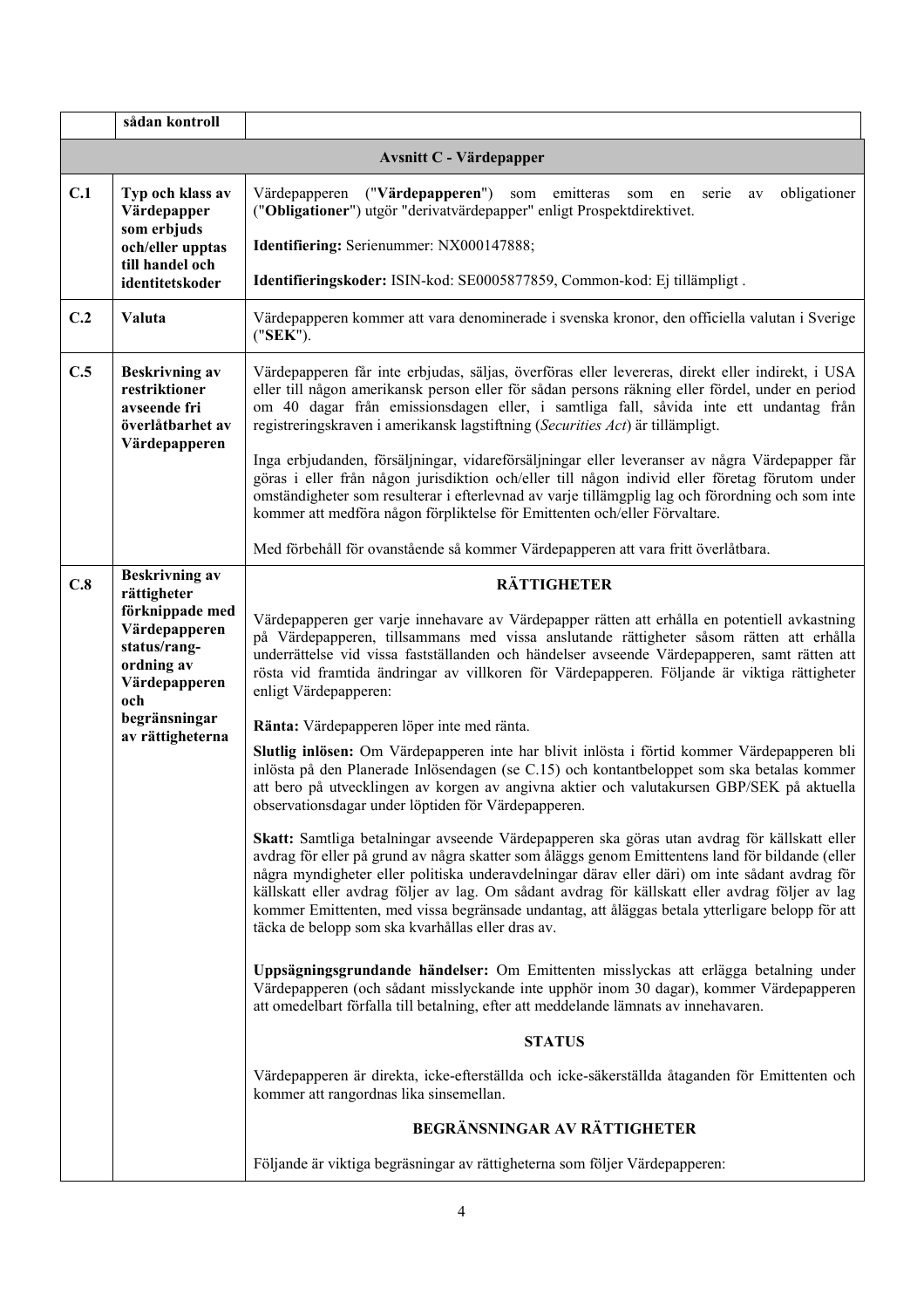| | | |
|---|---|---|
| | **sådan kontroll** | |
| | | **Avsnitt C - Värdepapper** |
| **C.1** | **Typ och klass av Värdepapper som erbjuds och/eller upptas till handel och identitetskoder** | Värdepapperen ("**Värdepapperen**") som emitteras som en serie av obligationer ("**Obligationer**") utgör "derivatvärdepapper" enligt Prospektdirektivet.<br><br>**Identifiering:** Serienummer: NX000147888;<br><br>**Identifieringskoder:** ISIN-kod: SE0005877859, Common-kod: Ej tillämpligt . |
| **C.2** | **Valuta** | Värdepapperen kommer att vara denominerade i svenska kronor, den officiella valutan i Sverige ("**SEK**"). |
| **C.5** | **Beskrivning av restriktioner avseende fri överlåtbarhet av Värdepapperen** | Värdepapperen får inte erbjudas, säljas, överföras eller levereras, direkt eller indirekt, i USA eller till någon amerikansk person eller för sådan persons räkning eller fördel, under en period om 40 dagar från emissionsdagen eller, i samtliga fall, såvida inte ett undantag från registreringskraven i amerikansk lagstiftning (*Securities Act*) är tillämpligt.<br><br>Inga erbjudanden, försäljningar, vidareförsäljningar eller leveranser av några Värdepapper får göras i eller från någon jurisdiktion och/eller till någon individ eller företag förutom under omständigheter som resulterar i efterlevnad av varje tillämgplig lag och förordning och som inte kommer att medföra någon förpliktelse för Emittenten och/eller Förvaltare.<br><br>Med förbehåll för ovanstående så kommer Värdepapperen att vara fritt överlåtbara. |
| **C.8** | **Beskrivning av rättigheter förknippade med Värdepapperen status/rang-ordning av Värdepapperen och begränsningar av rättigheterna** | **RÄTTIGHETER**<br><br>Värdepapperen ger varje innehavare av Värdepapper rätten att erhålla en potentiell avkastning på Värdepapperen, tillsammans med vissa anslutande rättigheter såsom rätten att erhålla underrättelse vid vissa fastställanden och händelser avseende Värdepapperen, samt rätten att rösta vid framtida ändringar av villkoren för Värdepapperen. Följande är viktiga rättigheter enligt Värdepapperen:<br><br>**Ränta:** Värdepapperen löper inte med ränta.<br><br>**Slutlig inlösen:** Om Värdepapperen inte har blivit inlösta i förtid kommer Värdepapperen bli inlösta på den Planerade Inlösendagen (se C.15) och kontantbeloppet som ska betalas kommer att bero på utvecklingen av korgen av angivna aktier och valutakursen GBP/SEK på aktuella observationsdagar under löptiden för Värdepapperen.<br><br>**Skatt:** Samtliga betalningar avseende Värdepapperen ska göras utan avdrag för källskatt eller avdrag för eller på grund av några skatter som åläggs genom Emittentens land för bildande (eller några myndigheter eller politiska underavdelningar därav eller däri) om inte sådant avdrag för källskatt eller avdrag följer av lag. Om sådant avdrag för källskatt eller avdrag följer av lag kommer Emittenten, med vissa begränsade undantag, att åläggas betala ytterligare belopp för att täcka de belopp som ska kvarhållas eller dras av.<br><br>**Uppsägningsgrundande händelser:** Om Emittenten misslyckas att erlägga betalning under Värdepapperen (och sådant misslyckande inte upphör inom 30 dagar), kommer Värdepapperen att omedelbart förfalla till betalning, efter att meddelande lämnats av innehavaren.<br><br>**STATUS**<br><br>Värdepapperen är direkta, icke-efterställda och icke-säkerställda åtaganden för Emittenten och kommer att rangordnas lika sinsemellan.<br><br>**BEGRÄNSNINGAR AV RÄTTIGHETER**<br><br>Följande är viktiga begräsningar av rättigheterna som följer Värdepapperen: |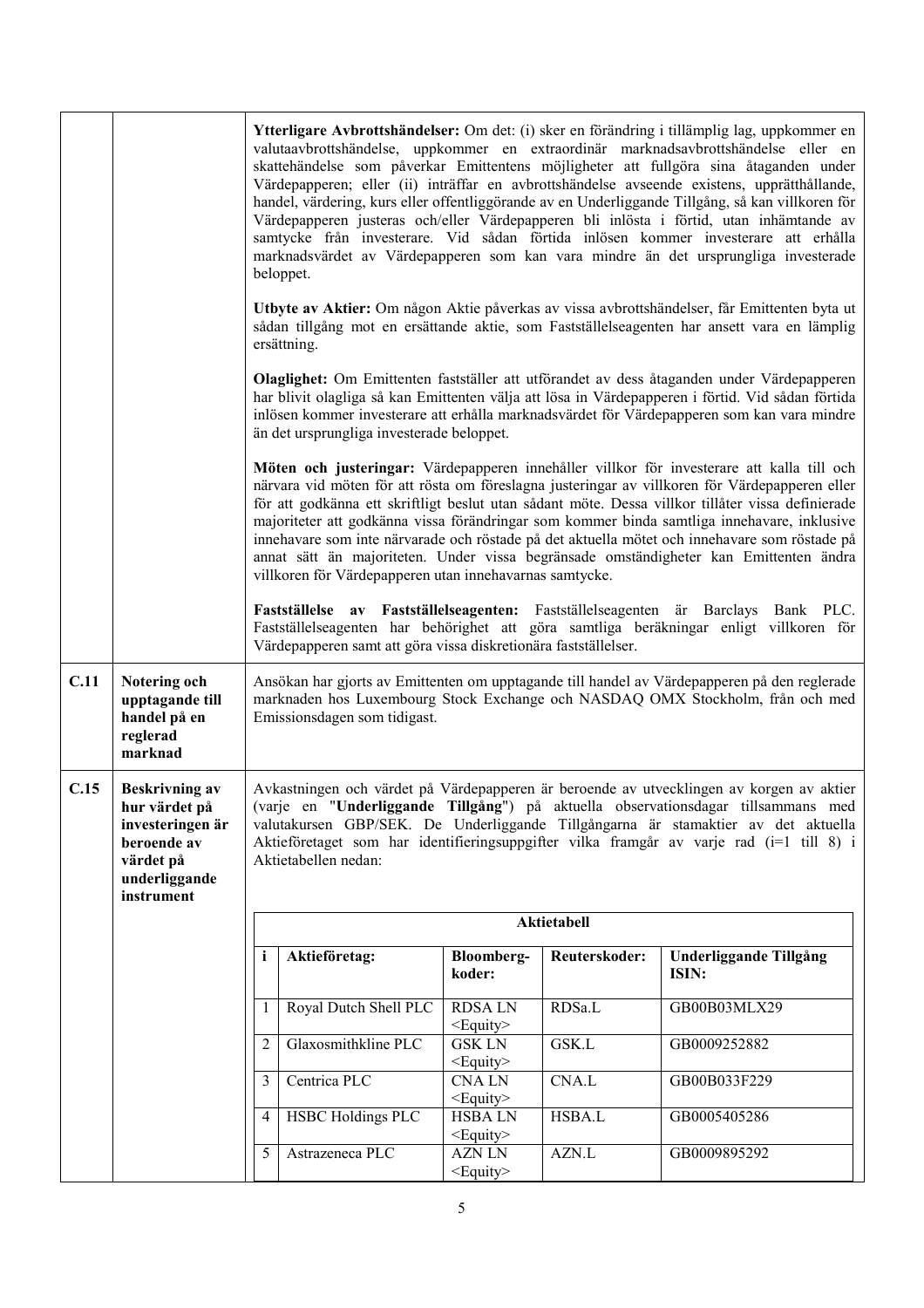| | | |
|---|---|---|
| | | **Ytterligare Avbrottshändelser:** Om det: (i) sker en förändring i tillämplig lag, uppkommer en valutaavbrottshändelse, uppkommer en extraordinär marknadsavbrottshändelse eller en skattehändelse som påverkar Emittentens möjligheter att fullgöra sina åtaganden under Värdepapperen; eller (ii) inträffar en avbrottshändelse avseende existens, upprätthållande, handel, värdering, kurs eller offentliggörande av en Underliggande Tillgång, så kan villkoren för Värdepapperen justeras och/eller Värdepapperen bli inlösta i förtid, utan inhämtande av samtycke från investerare. Vid sådan förtida inlösen kommer investerare att erhålla marknadsvärdet av Värdepapperen som kan vara mindre än det ursprungliga investerade beloppet.<br><br>**Utbyte av Aktier:** Om någon Aktie påverkas av vissa avbrottshändelser, får Emittenten byta ut sådan tillgång mot en ersättande aktie, som Fastställelseagenten har ansett vara en lämplig ersättning.<br><br>**Olaglighet:** Om Emittenten fastställer att utförandet av dess åtaganden under Värdepapperen har blivit olagliga så kan Emittenten välja att lösa in Värdepapperen i förtid. Vid sådan förtida inlösen kommer investerare att erhålla marknadsvärdet för Värdepapperen som kan vara mindre än det ursprungliga investerade beloppet.<br><br>**Möten och justeringar:** Värdepapperen innehåller villkor för investerare att kalla till och närvara vid möten för att rösta om föreslagna justeringar av villkoren för Värdepapperen eller för att godkänna ett skriftligt beslut utan sådant möte. Dessa villkor tillåter vissa definierade majoriteter att godkänna vissa förändringar som kommer binda samtliga innehavare, inklusive innehavare som inte närvarade och röstade på det aktuella mötet och innehavare som röstade på annat sätt än majoriteten. Under vissa begränsade omständigheter kan Emittenten ändra villkoren för Värdepapperen utan innehavarnas samtycke.<br><br>**Fastställelse av Fastställelseagenten:** Fastställelseagenten är Barclays Bank PLC. Fastställelseagenten har behörighet att göra samtliga beräkningar enligt villkoren för Värdepapperen samt att göra vissa diskretionära fastställelser. |
| **C.11** | **Notering och upptagande till handel på en reglerad marknad** | Ansökan har gjorts av Emittenten om upptagande till handel av Värdepapperen på den reglerade marknaden hos Luxembourg Stock Exchange och NASDAQ OMX Stockholm, från och med Emissionsdagen som tidigast. |
| **C.15** | **Beskrivning av hur värdet på investeringen är beroende av värdet på underliggande instrument** | Avkastningen och värdet på Värdepapperen är beroende av utvecklingen av korgen av aktier (varje en "**Underliggande Tillgång**") på aktuella observationsdagar tillsammans med valutakursen GBP/SEK. De Underliggande Tillgångarna är stamaktier av det aktuella Aktieföretaget som har identifieringsuppgifter vilka framgår av varje rad (i=1 till 8) i Aktietabellen nedan: |

**Aktietabell**

| i | Aktieföretag: | Bloomberg-koder: | Reuterskoder: | Underliggande Tillgång ISIN: |
|---|---|---|---|---|
| 1 | Royal Dutch Shell PLC | RDSA LN <Equity> | RDSa.L | GB00B03MLX29 |
| 2 | Glaxosmithkline PLC | GSK LN <Equity> | GSK.L | GB0009252882 |
| 3 | Centrica PLC | CNA LN <Equity> | CNA.L | GB00B033F229 |
| 4 | HSBC Holdings PLC | HSBA LN <Equity> | HSBA.L | GB0005405286 |
| 5 | Astrazeneca PLC | AZN LN <Equity> | AZN.L | GB0009895292 |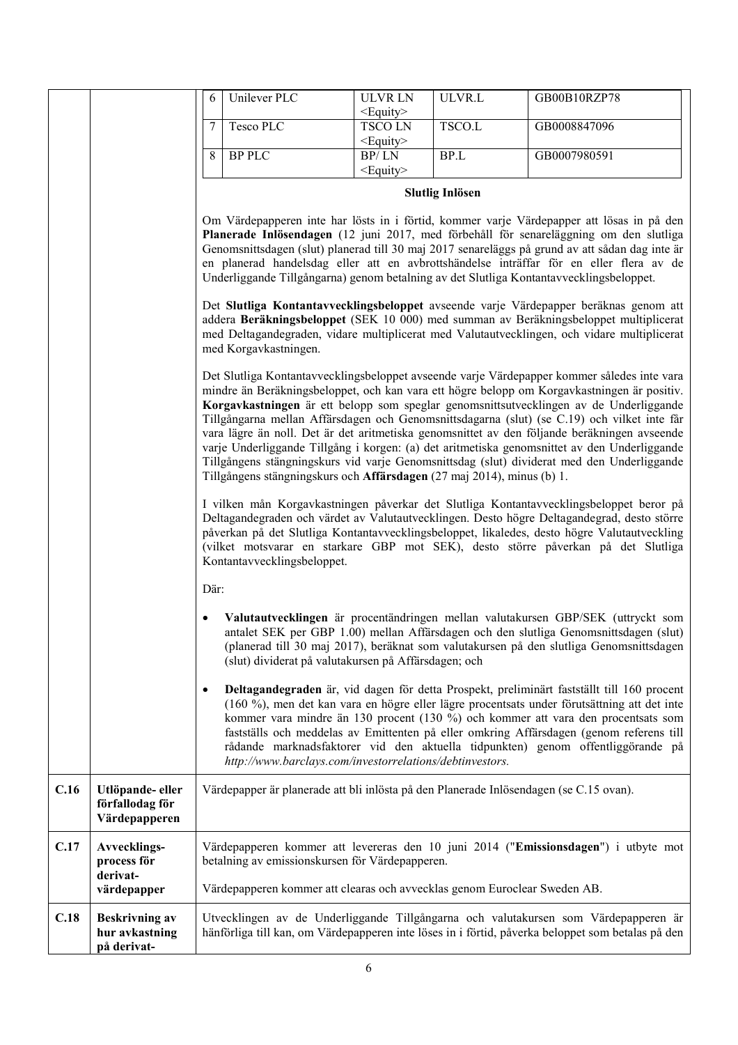| | | | | | |
|---|---|---|---|---|---|
| | | 6 | Unilever PLC | ULVR LN <Equity> | ULVR.L | GB00B10RZP78 |
| | | 7 | Tesco PLC | TSCO LN <Equity> | TSCO.L | GB0008847096 |
| | | 8 | BP PLC | BP/ LN <Equity> | BP.L | GB0007980591 |

**Slutlig Inlösen**

Om Värdepapperen inte har lösts in i förtid, kommer varje Värdepapper att lösas in på den **Planerade Inlösendagen** (12 juni 2017, med förbehåll för senareläggning om den slutliga Genomsnittsdagen (slut) planerad till 30 maj 2017 senareläggs på grund av att sådan dag inte är en planerad handelsdag eller att en avbrottshändelse inträffar för en eller flera av de Underliggande Tillgångarna) genom betalning av det Slutliga Kontantavvecklingsbeloppet.

Det **Slutliga Kontantavvecklingsbeloppet** avseende varje Värdepapper beräknas genom att addera **Beräkningsbeloppet** (SEK 10 000) med summan av Beräkningsbeloppet multiplicerat med Deltagandegraden, vidare multiplicerat med Valutautvecklingen, och vidare multiplicerat med Korgavkastningen.

Det Slutliga Kontantavvecklingsbeloppet avseende varje Värdepapper kommer således inte vara mindre än Beräkningsbeloppet, och kan vara ett högre belopp om Korgavkastningen är positiv. **Korgavkastningen** är ett belopp som speglar genomsnittsutvecklingen av de Underliggande Tillgångarna mellan Affärsdagen och Genomsnittsdagarna (slut) (se C.19) och vilket inte får vara lägre än noll. Det är det aritmetiska genomsnittet av den följande beräkningen avseende varje Underliggande Tillgång i korgen: (a) det aritmetiska genomsnittet av den Underliggande Tillgångens stängningskurs vid varje Genomsnittsdag (slut) dividerat med den Underliggande Tillgångens stängningskurs och **Affärsdagen** (27 maj 2014), minus (b) 1.

I vilken mån Korgavkastningen påverkar det Slutliga Kontantavvecklingsbeloppet beror på Deltagandegraden och värdet av Valutautvecklingen. Desto högre Deltagandegrad, desto större påverkan på det Slutliga Kontantavvecklingsbeloppet, likaledes, desto högre Valutautveckling (vilket motsvarar en starkare GBP mot SEK), desto större påverkan på det Slutliga Kontantavvecklingsbeloppet.

Där:

- **Valutautvecklingen** är procentändringen mellan valutakursen GBP/SEK (uttryckt som antalet SEK per GBP 1.00) mellan Affärsdagen och den slutliga Genomsnittsdagen (slut) (planerad till 30 maj 2017), beräknat som valutakursen på den slutliga Genomsnittsdagen (slut) dividerat på valutakursen på Affärsdagen; och
- **Deltagandegraden** är, vid dagen för detta Prospekt, preliminärt fastställt till 160 procent (160 %), men det kan vara en högre eller lägre procentsats under förutsättning att det inte kommer vara mindre än 130 procent (130 %) och kommer att vara den procentsats som fastställs och meddelas av Emittenten på eller omkring Affärsdagen (genom referens till rådande marknadsfaktorer vid den aktuella tidpunkten) genom offentliggörande på *http://www.barclays.com/investorrelations/debtinvestors.*

| | | |
|---|---|---|
| **C.16** | **Utlöpande- eller förfallodag för Värdepapperen** | Värdepapper är planerade att bli inlösta på den Planerade Inlösendagen (se C.15 ovan). |
| **C.17** | **Avvecklings-process för derivat-värdepapper** | Värdepapperen kommer att levereras den 10 juni 2014 ("**Emissionsdagen**") i utbyte mot betalning av emissionskursen för Värdepapperen.<br><br>Värdepapperen kommer att clearas och avvecklas genom Euroclear Sweden AB. |
| **C.18** | **Beskrivning av hur avkastning på derivat-** | Utvecklingen av de Underliggande Tillgångarna och valutakursen som Värdepapperen är hänförliga till kan, om Värdepapperen inte löses in i förtid, påverka beloppet som betalas på den |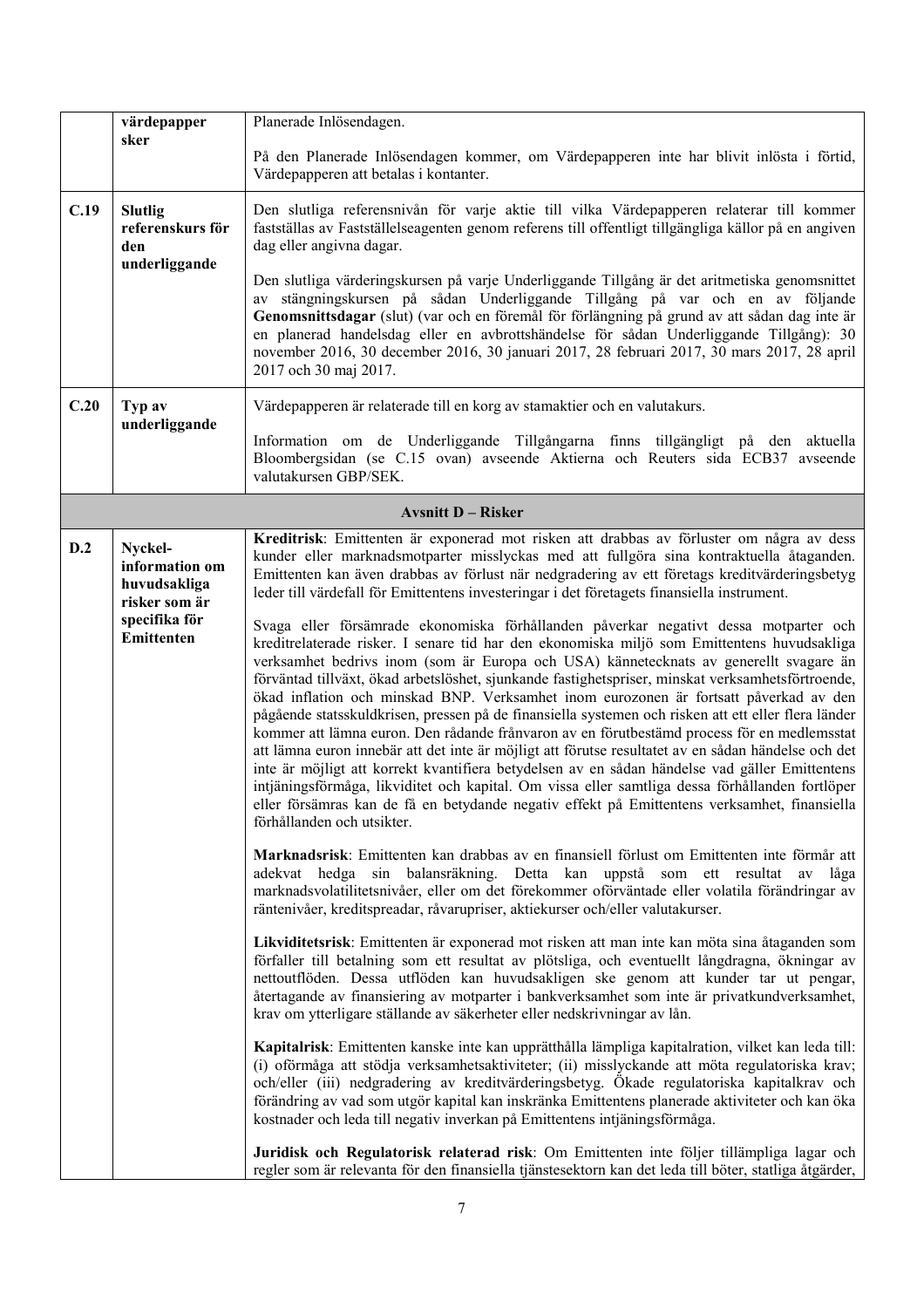| | | |
|---|---|---|
| | **värdepapper sker** | Planerade Inlösendagen.<br><br>På den Planerade Inlösendagen kommer, om Värdepapperen inte har blivit inlösta i förtid, Värdepapperen att betalas i kontanter. |
| **C.19** | **Slutlig referenskurs för den underliggande** | Den slutliga referensnivån för varje aktie till vilka Värdepapperen relaterar till kommer fastställas av Fastställelseagenten genom referens till offentligt tillgängliga källor på en angiven dag eller angivna dagar.<br><br>Den slutliga värderingskursen på varje Underliggande Tillgång är det aritmetiska genomsnittet av stängningskursen på sådan Underliggande Tillgång på var och en av följande **Genomsnittsdagar** (slut) (var och en föremål för förlängning på grund av att sådan dag inte är en planerad handelsdag eller en avbrottshändelse för sådan Underliggande Tillgång): 30 november 2016, 30 december 2016, 30 januari 2017, 28 februari 2017, 30 mars 2017, 28 april 2017 och 30 maj 2017. |
| **C.20** | **Typ av underliggande** | Värdepapperen är relaterade till en korg av stamaktier och en valutakurs.<br><br>Information om de Underliggande Tillgångarna finns tillgängligt på den aktuella Bloombergsidan (se C.15 ovan) avseende Aktierna och Reuters sida ECB37 avseende valutakursen GBP/SEK. |
| | | **Avsnitt D – Risker** |
| **D.2** | **Nyckel-information om huvudsakliga risker som är specifika för Emittenten** | **Kreditrisk**: Emittenten är exponerad mot risken att drabbas av förluster om några av dess kunder eller marknadsmotparter misslyckas med att fullgöra sina kontraktuella åtaganden. Emittenten kan även drabbas av förlust när nedgradering av ett företags kreditvärderingsbetyg leder till värdefall för Emittentens investeringar i det företagets finansiella instrument.<br><br>Svaga eller försämrade ekonomiska förhållanden påverkar negativt dessa motparter och kreditrelaterade risker. I senare tid har den ekonomiska miljö som Emittentens huvudsakliga verksamhet bedrivs inom (som är Europa och USA) kännetecknats av generellt svagare än förväntad tillväxt, ökad arbetslöshet, sjunkande fastighetspriser, minskat verksamhetsförtroende, ökad inflation och minskad BNP. Verksamhet inom eurozonen är fortsatt påverkad av den pågående statsskuldkrisen, pressen på de finansiella systemen och risken att ett eller flera länder kommer att lämna euron. Den rådande frånvaron av en förutbestämd process för en medlemsstat att lämna euron innebär att det inte är möjligt att förutse resultatet av en sådan händelse och det inte är möjligt att korrekt kvantifiera betydelsen av en sådan händelse vad gäller Emittentens intjäningsförmåga, likviditet och kapital. Om vissa eller samtliga dessa förhållanden fortlöper eller försämras kan de få en betydande negativ effekt på Emittentens verksamhet, finansiella förhållanden och utsikter.<br><br>**Marknadsrisk**: Emittenten kan drabbas av en finansiell förlust om Emittenten inte förmår att adekvat hedga sin balansräkning. Detta kan uppstå som ett resultat av låga marknadsvolatilitetsnivåer, eller om det förekommer oförväntade eller volatila förändringar av räntenivåer, kreditspreadar, råvarupriser, aktiekurser och/eller valutakurser.<br><br>**Likviditetsrisk**: Emittenten är exponerad mot risken att man inte kan möta sina åtaganden som förfaller till betalning som ett resultat av plötsliga, och eventuellt långdragna, ökningar av nettoutflöden. Dessa utflöden kan huvudsakligen ske genom att kunder tar ut pengar, återtagande av finansiering av motparter i bankverksamhet som inte är privatkundverksamhet, krav om ytterligare ställande av säkerheter eller nedskrivningar av lån.<br><br>**Kapitalrisk**: Emittenten kanske inte kan upprätthålla lämpliga kapitalration, vilket kan leda till: (i) oförmåga att stödja verksamhetsaktiviteter; (ii) misslyckande att möta regulatoriska krav; och/eller (iii) nedgradering av kreditvärderingsbetyg. Ökade regulatoriska kapitalkrav och förändring av vad som utgör kapital kan inskränka Emittentens planerade aktiviteter och kan öka kostnader och leda till negativ inverkan på Emittentens intjäningsförmåga.<br><br>**Juridisk och Regulatorisk relaterad risk**: Om Emittenten inte följer tillämpliga lagar och regler som är relevanta för den finansiella tjänstesektorn kan det leda till böter, statliga åtgärder, |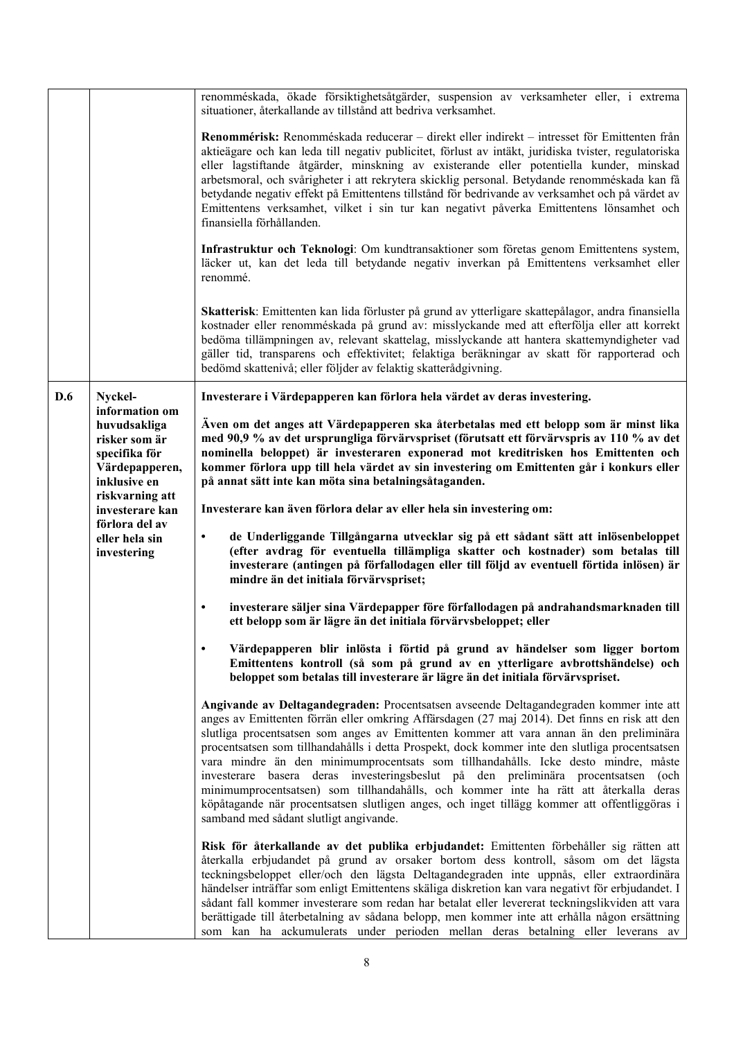| | | |
|---|---|---|
| | | renomméskada, ökade försiktighetsåtgärder, suspension av verksamheter eller, i extrema situationer, återkallande av tillstånd att bedriva verksamhet.<br><br>**Renommérisk:** Renomméskada reducerar – direkt eller indirekt – intresset för Emittenten från aktieägare och kan leda till negativ publicitet, förlust av intäkt, juridiska tvister, regulatoriska eller lagstiftande åtgärder, minskning av existerande eller potentiella kunder, minskad arbetsmoral, och svårigheter i att rekrytera skicklig personal. Betydande renomméskada kan få betydande negativ effekt på Emittentens tillstånd för bedrivande av verksamhet och på värdet av Emittentens verksamhet, vilket i sin tur kan negativt påverka Emittentens lönsamhet och finansiella förhållanden.<br><br>**Infrastruktur och Teknologi**: Om kundtransaktioner som företas genom Emittentens system, läcker ut, kan det leda till betydande negativ inverkan på Emittentens verksamhet eller renommé.<br><br>**Skatterisk**: Emittenten kan lida förluster på grund av ytterligare skattepålagor, andra finansiella kostnader eller renomméskada på grund av: misslyckande med att efterfölja eller att korrekt bedöma tillämpningen av, relevant skattelag, misslyckande att hantera skattemyndigheter vad gäller tid, transparens och effektivitet; felaktiga beräkningar av skatt för rapporterad och bedömd skattenivå; eller följder av felaktig skatterådgivning. |
| **D.6** | **Nyckel-information om huvudsakliga risker som är specifika för Värdepapperen, inklusive en riskvarning att investerare kan förlora del av eller hela sin investering** | **Investerare i Värdepapperen kan förlora hela värdet av deras investering.**<br><br>**Även om det anges att Värdepapperen ska återbetalas med ett belopp som är minst lika med 90,9 % av det ursprungliga förvärvspriset (förutsatt ett förvärvspris av 110 % av det nominella beloppet) är investeraren exponerad mot kreditrisken hos Emittenten och kommer förlora upp till hela värdet av sin investering om Emittenten går i konkurs eller på annat sätt inte kan möta sina betalningsåtaganden.**<br><br>**Investerare kan även förlora delar av eller hela sin investering om:**<br><br>• **de Underliggande Tillgångarna utvecklar sig på ett sådant sätt att inlösenbeloppet (efter avdrag för eventuella tillämpliga skatter och kostnader) som betalas till investerare (antingen på förfallodagen eller till följd av eventuell förtida inlösen) är mindre än det initiala förvärvspriset;**<br><br>• **investerare säljer sina Värdepapper före förfallodagen på andrahandsmarknaden till ett belopp som är lägre än det initiala förvärvsbeloppet; eller**<br><br>• **Värdepapperen blir inlösta i förtid på grund av händelser som ligger bortom Emittentens kontroll (så som på grund av en ytterligare avbrottshändelse) och beloppet som betalas till investerare är lägre än det initiala förvärvspriset.**<br><br>**Angivande av Deltagandegraden:** Procentsatsen avseende Deltagandegraden kommer inte att anges av Emittenten förrän eller omkring Affärsdagen (27 maj 2014). Det finns en risk att den slutliga procentsatsen som anges av Emittenten kommer att vara annan än den preliminära procentsatsen som tillhandahålls i detta Prospekt, dock kommer inte den slutliga procentsatsen vara mindre än den minimumprocentsats som tillhandahålls. Icke desto mindre, måste investerare basera deras investeringsbeslut på den preliminära procentsatsen (och minimumprocentsatsen) som tillhandahålls, och kommer inte ha rätt att återkalla deras köpåtagande när procentsatsen slutligen anges, och inget tillägg kommer att offentliggöras i samband med sådant slutligt angivande.<br><br>**Risk för återkallande av det publika erbjudandet:** Emittenten förbehåller sig rätten att återkalla erbjudandet på grund av orsaker bortom dess kontroll, såsom om det lägsta teckningsbeloppet eller/och den lägsta Deltagandegraden inte uppnås, eller extraordinära händelser inträffar som enligt Emittentens skäliga diskretion kan vara negativt för erbjudandet. I sådant fall kommer investerare som redan har betalat eller levererat teckningslikviden att vara berättigade till återbetalning av sådana belopp, men kommer inte att erhålla någon ersättning som kan ha ackumulerats under perioden mellan deras betalning eller leverans av |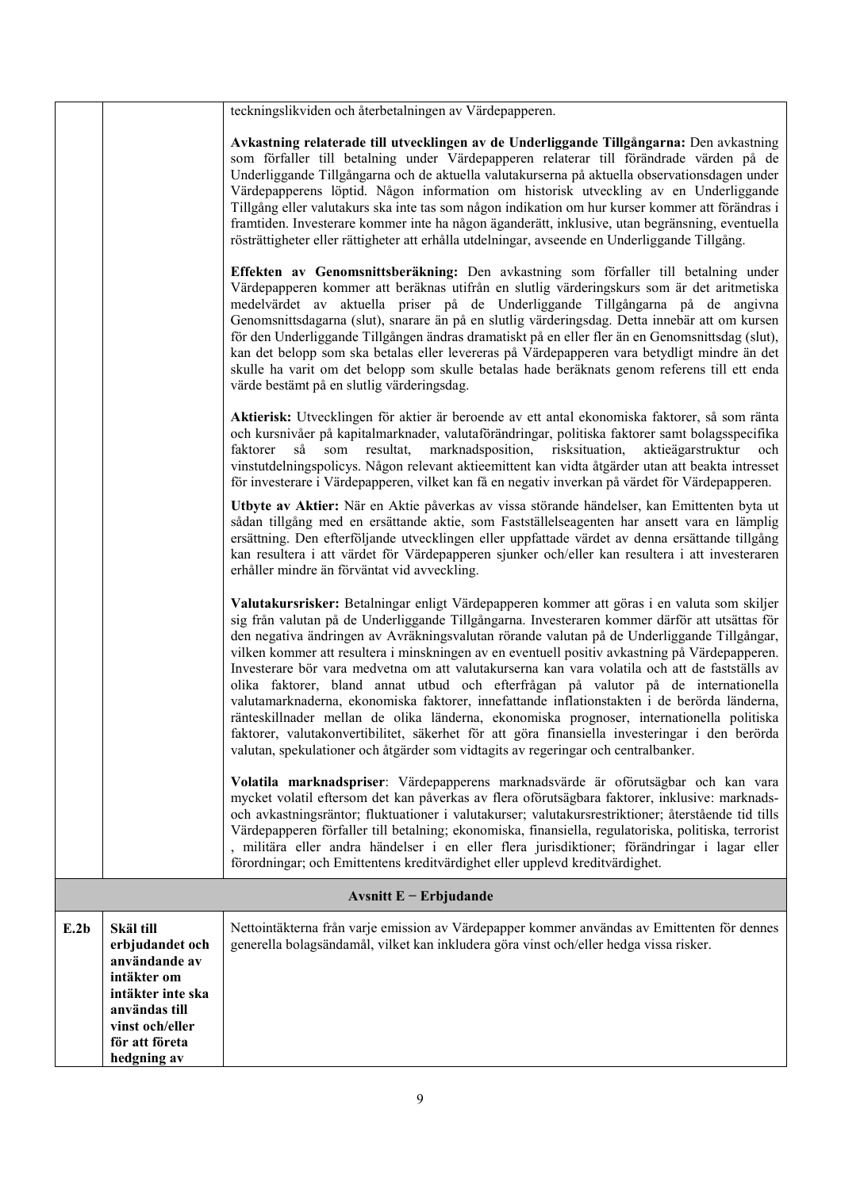| | | teckningslikviden och återbetalningen av Värdepapperen.<br><br>**Avkastning relaterade till utvecklingen av de Underliggande Tillgångarna:** Den avkastning som förfaller till betalning under Värdepapperen relaterar till förändrade värden på de Underliggande Tillgångarna och de aktuella valutakurserna på aktuella observationsdagen under Värdepapperens löptid. Någon information om historisk utveckling av en Underliggande Tillgång eller valutakurs ska inte tas som någon indikation om hur kurser kommer att förändras i framtiden. Investerare kommer inte ha någon äganderätt, inklusive, utan begränsning, eventuella rösträttigheter eller rättigheter att erhålla utdelningar, avseende en Underliggande Tillgång.<br><br>**Effekten av Genomsnittsberäkning:** Den avkastning som förfaller till betalning under Värdepapperen kommer att beräknas utifrån en slutlig värderingskurs som är det aritmetiska medelvärdet av aktuella priser på de Underliggande Tillgångarna på de angivna Genomsnittsdagarna (slut), snarare än på en slutlig värderingsdag. Detta innebär att om kursen för den Underliggande Tillgången ändras dramatiskt på en eller fler än en Genomsnittsdag (slut), kan det belopp som ska betalas eller levereras på Värdepapperen vara betydligt mindre än det skulle ha varit om det belopp som skulle betalas hade beräknats genom referens till ett enda värde bestämt på en slutlig värderingsdag.<br><br>**Aktierisk:** Utvecklingen för aktier är beroende av ett antal ekonomiska faktorer, så som ränta och kursnivåer på kapitalmarknader, valutaförändringar, politiska faktorer samt bolagsspecifika faktorer så som resultat, marknadsposition, risksituation, aktieägarstruktur och vinstutdelningspolicys. Någon relevant aktieemittent kan vidta åtgärder utan att beakta intresset för investerare i Värdepapperen, vilket kan få en negativ inverkan på värdet för Värdepapperen.<br><br>**Utbyte av Aktier:** När en Aktie påverkas av vissa störande händelser, kan Emittenten byta ut sådan tillgång med en ersättande aktie, som Fastställelseagenten har ansett vara en lämplig ersättning. Den efterföljande utvecklingen eller uppfattade värdet av denna ersättande tillgång kan resultera i att värdet för Värdepapperen sjunker och/eller kan resultera i att investeraren erhåller mindre än förväntat vid avveckling.<br><br>**Valutakursrisker:** Betalningar enligt Värdepapperen kommer att göras i en valuta som skiljer sig från valutan på de Underliggande Tillgångarna. Investeraren kommer därför att utsättas för den negativa ändringen av Avräkningsvalutan rörande valutan på de Underliggande Tillgångar, vilken kommer att resultera i minskningen av en eventuell positiv avkastning på Värdepapperen. Investerare bör vara medvetna om att valutakurserna kan vara volatila och att de fastställs av olika faktorer, bland annat utbud och efterfrågan på valutor på de internationella valutamarknaderna, ekonomiska faktorer, innefattande inflationstakten i de berörda länderna, ränteskillnader mellan de olika länderna, ekonomiska prognoser, internationella politiska faktorer, valutakonvertibilitet, säkerhet för att göra finansiella investeringar i den berörda valutan, spekulationer och åtgärder som vidtagits av regeringar och centralbanker.<br><br>**Volatila marknadspriser**: Värdepapperens marknadsvärde är oförutsägbar och kan vara mycket volatil eftersom det kan påverkas av flera oförutsägbara faktorer, inklusive: marknads- och avkastningsräntor; fluktuationer i valutakurser; valutakursrestriktioner; återstående tid tills Värdepapperen förfaller till betalning; ekonomiska, finansiella, regulatoriska, politiska, terrorist , militära eller andra händelser i en eller flera jurisdiktioner; förändringar i lagar eller förordningar; och Emittentens kreditvärdighet eller upplevd kreditvärdighet. |
|---|---|---|
| **Avsnitt E − Erbjudande** | | |
| **E.2b** | **Skäl till erbjudandet och användande av intäkter om intäkter inte ska användas till vinst och/eller för att företa hedgning av** | Nettointäkterna från varje emission av Värdepapper kommer användas av Emittenten för dennes generella bolagsändamål, vilket kan inkludera göra vinst och/eller hedga vissa risker. |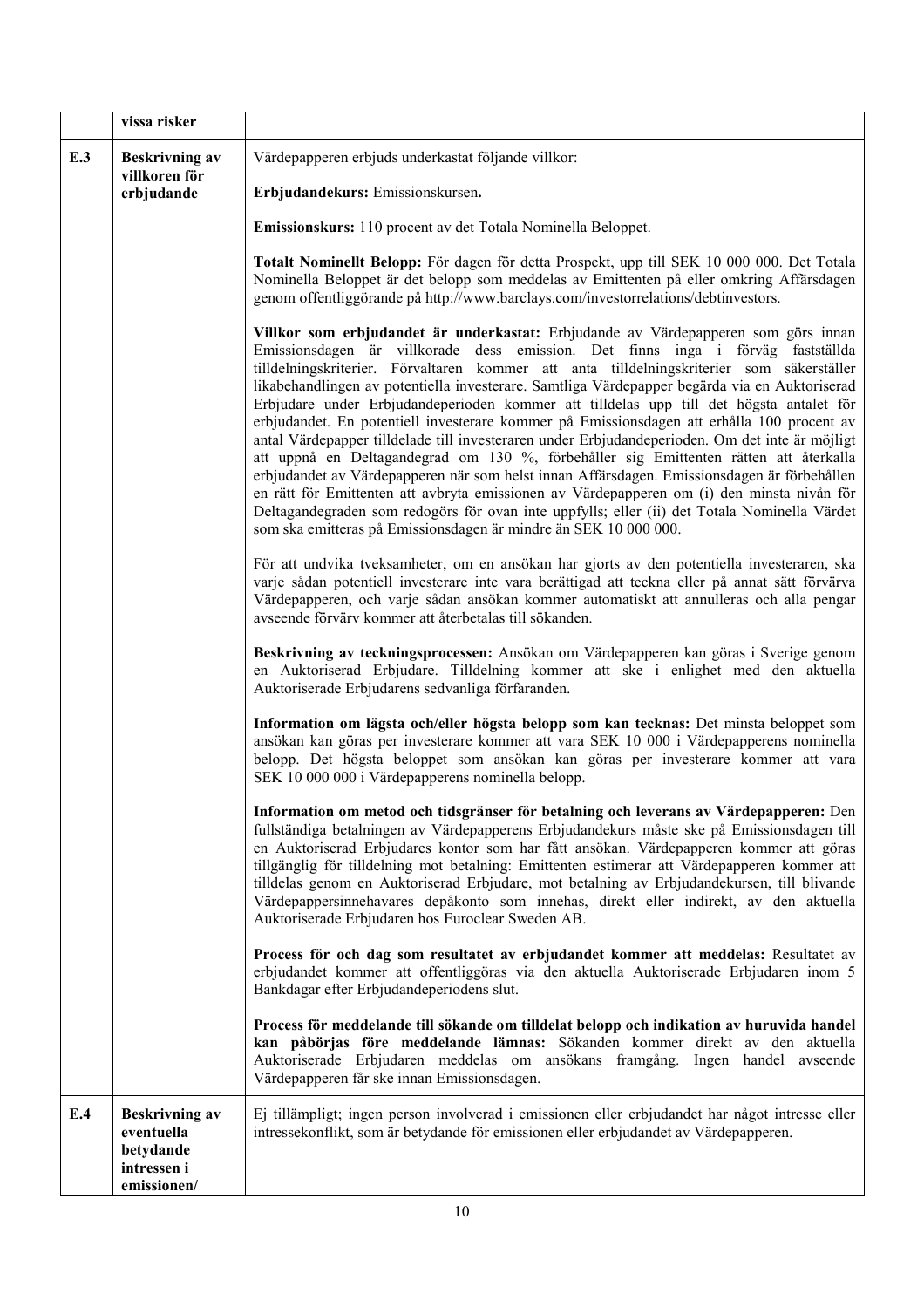|  | vissa risker |  |
|---|---|---|
| **E.3** | **Beskrivning av villkoren för erbjudande** | Värdepapperen erbjuds underkastat följande villkor:<br><br>**Erbjudandekurs:** Emissionskursen**.**<br><br>**Emissionskurs:** 110 procent av det Totala Nominella Beloppet.<br><br>**Totalt Nominellt Belopp:** För dagen för detta Prospekt, upp till SEK 10 000 000. Det Totala Nominella Beloppet är det belopp som meddelas av Emittenten på eller omkring Affärsdagen genom offentliggörande på http://www.barclays.com/investorrelations/debtinvestors.<br><br>**Villkor som erbjudandet är underkastat:** Erbjudande av Värdepapperen som görs innan Emissionsdagen är villkorade dess emission. Det finns inga i förväg fastställda tilldelningskriterier. Förvaltaren kommer att anta tilldelningskriterier som säkerställer likabehandlingen av potentiella investerare. Samtliga Värdepapper begärda via en Auktoriserad Erbjudare under Erbjudandeperioden kommer att tilldelas upp till det högsta antalet för erbjudandet. En potentiell investerare kommer på Emissionsdagen att erhålla 100 procent av antal Värdepapper tilldelade till investeraren under Erbjudandeperioden. Om det inte är möjligt att uppnå en Deltagandegrad om 130 %, förbehåller sig Emittenten rätten att återkalla erbjudandet av Värdepapperen när som helst innan Affärsdagen. Emissionsdagen är förbehållen en rätt för Emittenten att avbryta emissionen av Värdepapperen om (i) den minsta nivån för Deltagandegraden som redogörs för ovan inte uppfylls; eller (ii) det Totala Nominella Värdet som ska emitteras på Emissionsdagen är mindre än SEK 10 000 000.<br><br>För att undvika tveksamheter, om en ansökan har gjorts av den potentiella investeraren, ska varje sådan potentiell investerare inte vara berättigad att teckna eller på annat sätt förvärva Värdepapperen, och varje sådan ansökan kommer automatiskt att annulleras och alla pengar avseende förvärv kommer att återbetalas till sökanden.<br><br>**Beskrivning av teckningsprocessen:** Ansökan om Värdepapperen kan göras i Sverige genom en Auktoriserad Erbjudare. Tilldelning kommer att ske i enlighet med den aktuella Auktoriserade Erbjudarens sedvanliga förfaranden.<br><br>**Information om lägsta och/eller högsta belopp som kan tecknas:** Det minsta beloppet som ansökan kan göras per investerare kommer att vara SEK 10 000 i Värdepapperens nominella belopp. Det högsta beloppet som ansökan kan göras per investerare kommer att vara SEK 10 000 000 i Värdepapperens nominella belopp.<br><br>**Information om metod och tidsgränser för betalning och leverans av Värdepapperen:** Den fullständiga betalningen av Värdepapperens Erbjudandekurs måste ske på Emissionsdagen till en Auktoriserad Erbjudares kontor som har fått ansökan. Värdepapperen kommer att göras tillgänglig för tilldelning mot betalning: Emittenten estimerar att Värdepapperen kommer att tilldelas genom en Auktoriserad Erbjudare, mot betalning av Erbjudandekursen, till blivande Värdepappersinnehavares depåkonto som innehas, direkt eller indirekt, av den aktuella Auktoriserade Erbjudaren hos Euroclear Sweden AB.<br><br>**Process för och dag som resultatet av erbjudandet kommer att meddelas:** Resultatet av erbjudandet kommer att offentliggöras via den aktuella Auktoriserade Erbjudaren inom 5 Bankdagar efter Erbjudandeperiodens slut.<br><br>**Process för meddelande till sökande om tilldelat belopp och indikation av huruvida handel kan påbörjas före meddelande lämnas:** Sökanden kommer direkt av den aktuella Auktoriserade Erbjudaren meddelas om ansökans framgång. Ingen handel avseende Värdepapperen får ske innan Emissionsdagen. |
| **E.4** | **Beskrivning av eventuella betydande intressen i emissionen/** | Ej tillämpligt; ingen person involverad i emissionen eller erbjudandet har något intresse eller intressekonflikt, som är betydande för emissionen eller erbjudandet av Värdepapperen. |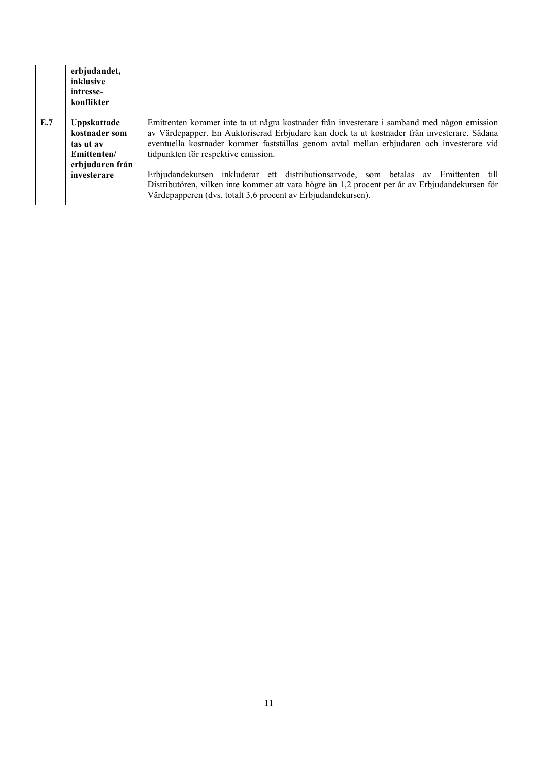| | | |
|---|---|---|
| | **erbjudandet, inklusive intresse-konflikter** | |
| **E.7** | **Uppskattade kostnader som tas ut av Emittenten/ erbjudaren från investerare** | Emittenten kommer inte ta ut några kostnader från investerare i samband med någon emission av Värdepapper. En Auktoriserad Erbjudare kan dock ta ut kostnader från investerare. Sådana eventuella kostnader kommer fastställas genom avtal mellan erbjudaren och investerare vid tidpunkten för respektive emission.<br><br>Erbjudandekursen inkluderar ett distributionsarvode, som betalas av Emittenten till Distributören, vilken inte kommer att vara högre än 1,2 procent per år av Erbjudandekursen för Värdepapperen (dvs. totalt 3,6 procent av Erbjudandekursen). |